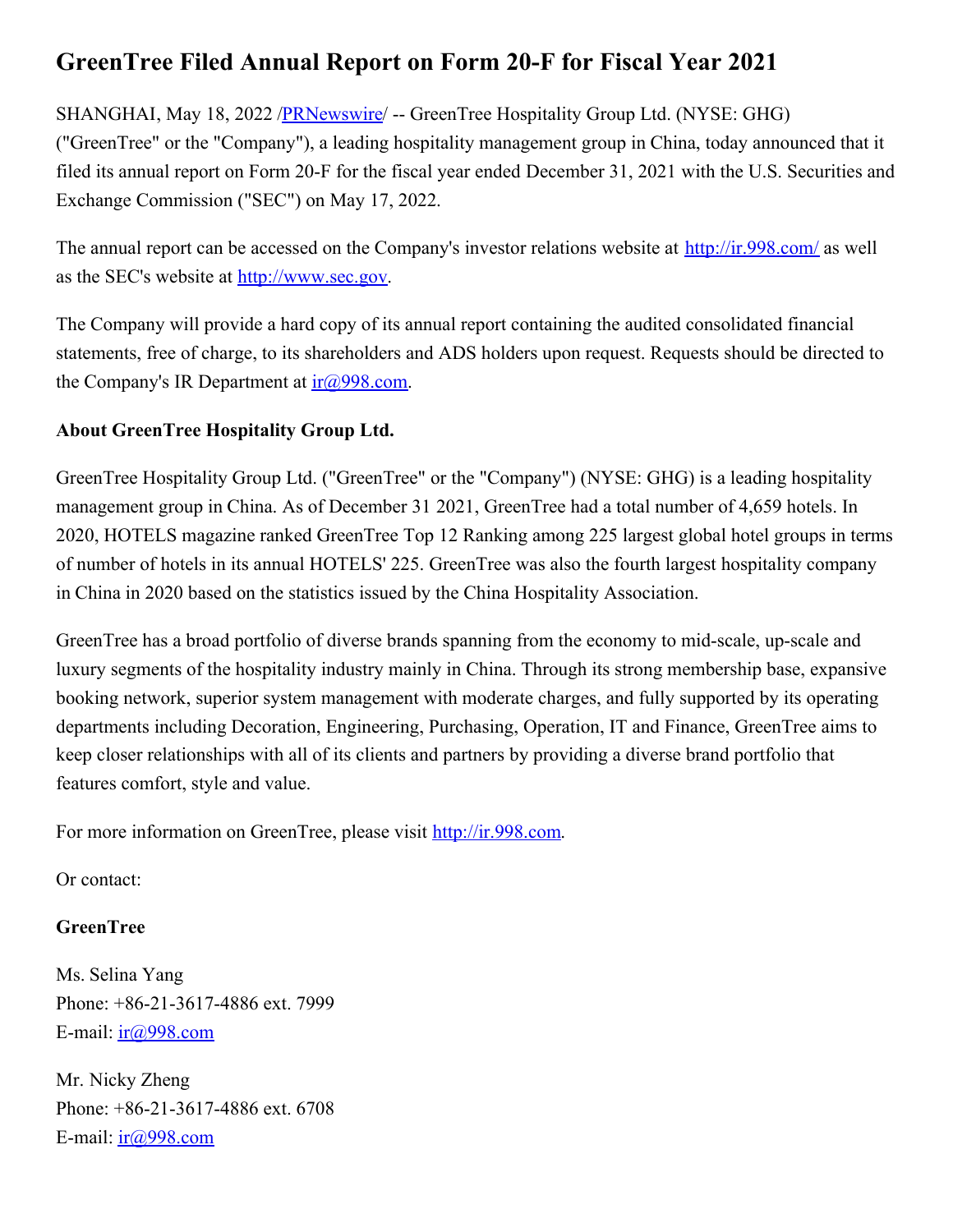# GreenTree Filed Annual Report on Form 20-F for Fiscal Year 2021

SHANGHAI, May 18, 2022 /PRNewswire/ -- GreenTree Hospitality Group Ltd. (NYSE: GHG) ("GreenTree" or the "Company"), a leading hospitality management group in China, today announced that it filed its annual report on Form 20-F for the fiscal year ended December 31, 2021 with the U.S. Securities and Exchange Commission ("SEC") on May 17, 2022.

The annual report can be accessed on the Company's investor relations website at http://ir.998.com/ as well as the SEC's website at http://www.sec.gov.

The Company will provide a hard copy of its annual report containing the audited consolidated financial statements, free of charge, to its shareholders and ADS holders upon request. Requests should be directed to the Company's IR Department at ir@998.com.

**About GreenTree Hospitality Group Ltd.**

GreenTree Hospitality Group Ltd. ("GreenTree" or the "Company") (NYSE: GHG) is a leading hospitality management group in China. As of December 31 2021, GreenTree had a total number of 4,659 hotels. In 2020, HOTELS magazine ranked GreenTree Top 12 Ranking among 225 largest global hotel groups in terms of number of hotels in its annual HOTELS' 225. GreenTree was also the fourth largest hospitality company in China in 2020 based on the statistics issued by the China Hospitality Association.

GreenTree has a broad portfolio of diverse brands spanning from the economy to mid-scale, up-scale and luxury segments of the hospitality industry mainly in China. Through its strong membership base, expansive booking network, superior system management with moderate charges, and fully supported by its operating departments including Decoration, Engineering, Purchasing, Operation, IT and Finance, GreenTree aims to keep closer relationships with all of its clients and partners by providing a diverse brand portfolio that features comfort, style and value.

For more information on GreenTree, please visit http://ir.998.com.

Or contact:

**GreenTree**

Ms. Selina Yang
Phone: +86-21-3617-4886 ext. 7999
E-mail: ir@998.com

Mr. Nicky Zheng
Phone: +86-21-3617-4886 ext. 6708
E-mail: ir@998.com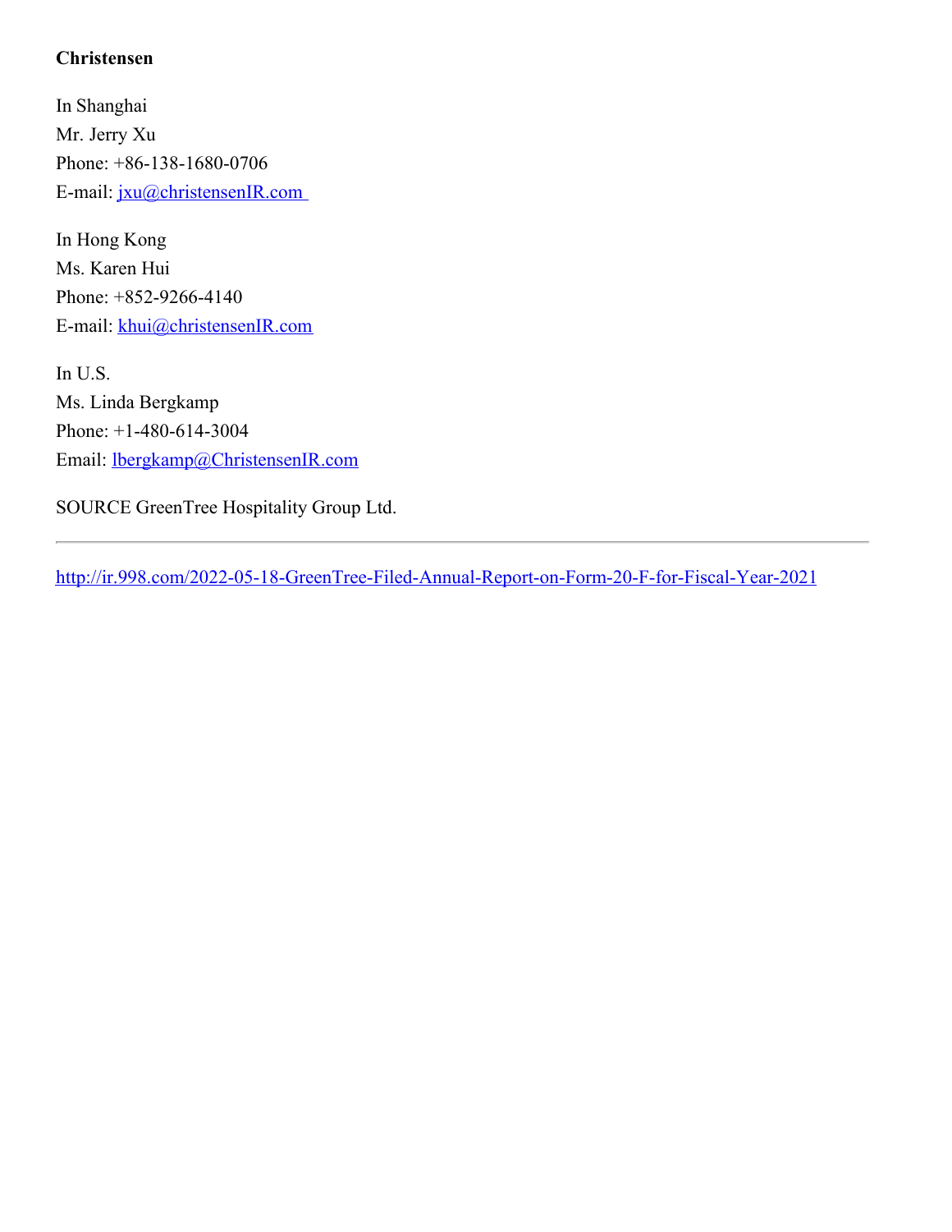**Christensen**

In Shanghai
Mr. Jerry Xu
Phone: +86-138-1680-0706
E-mail: jxu@christensenIR.com

In Hong Kong
Ms. Karen Hui
Phone: +852-9266-4140
E-mail: khui@christensenIR.com

In U.S.
Ms. Linda Bergkamp
Phone: +1-480-614-3004
Email: lbergkamp@ChristensenIR.com

SOURCE GreenTree Hospitality Group Ltd.

---

http://ir.998.com/2022-05-18-GreenTree-Filed-Annual-Report-on-Form-20-F-for-Fiscal-Year-2021